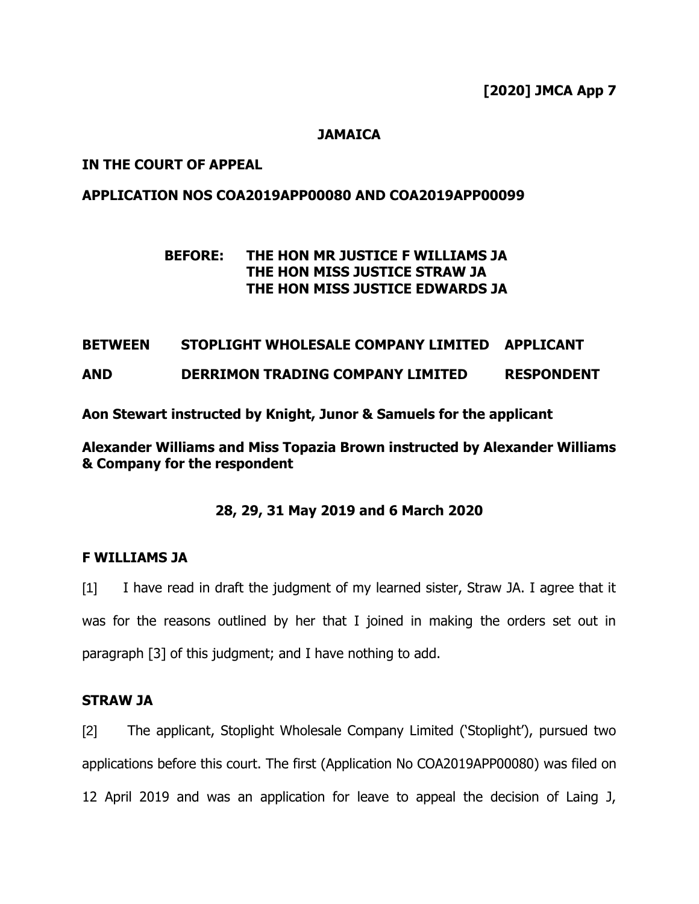**[2020] JMCA App 7**

**JAMAICA**

**IN THE COURT OF APPEAL**

**APPLICATION NOS COA2019APP00080 AND COA2019APP00099**

**BEFORE: THE HON MR JUSTICE F WILLIAMS JA**
**THE HON MISS JUSTICE STRAW JA**
**THE HON MISS JUSTICE EDWARDS JA**

**BETWEEN STOPLIGHT WHOLESALE COMPANY LIMITED APPLICANT**

**AND DERRIMON TRADING COMPANY LIMITED RESPONDENT**

**Aon Stewart instructed by Knight, Junor & Samuels for the applicant**

**Alexander Williams and Miss Topazia Brown instructed by Alexander Williams & Company for the respondent**

**28, 29, 31 May 2019 and 6 March 2020**

**F WILLIAMS JA**

[1] I have read in draft the judgment of my learned sister, Straw JA. I agree that it was for the reasons outlined by her that I joined in making the orders set out in paragraph [3] of this judgment; and I have nothing to add.

**STRAW JA**

[2] The applicant, Stoplight Wholesale Company Limited ('Stoplight'), pursued two applications before this court. The first (Application No COA2019APP00080) was filed on 12 April 2019 and was an application for leave to appeal the decision of Laing J,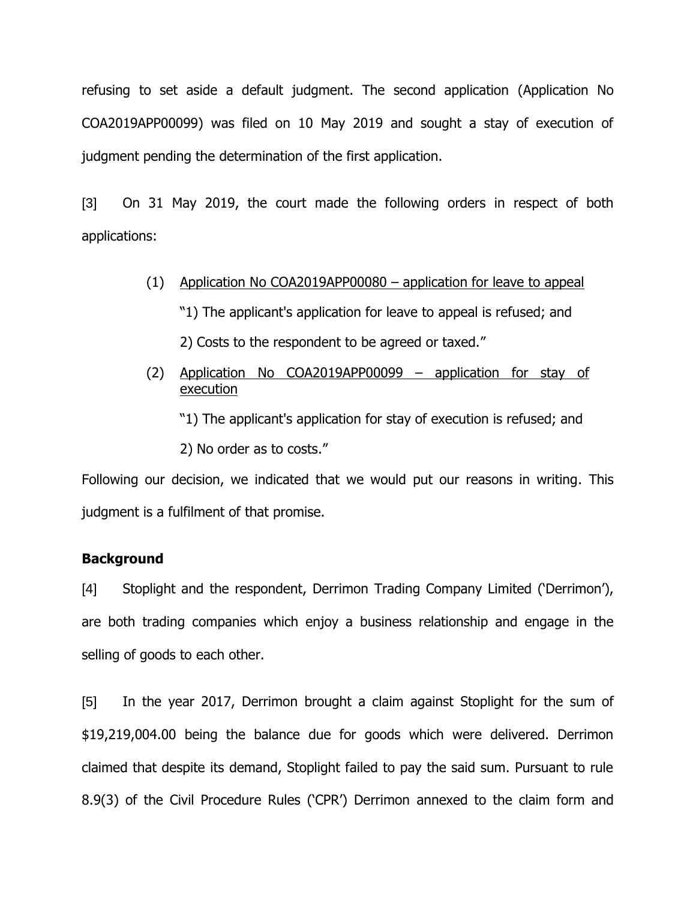refusing to set aside a default judgment. The second application (Application No COA2019APP00099) was filed on 10 May 2019 and sought a stay of execution of judgment pending the determination of the first application.

[3] On 31 May 2019, the court made the following orders in respect of both applications:

> (1) <u>Application No COA2019APP00080 – application for leave to appeal</u>
>
> "1) The applicant's application for leave to appeal is refused; and
>
> 2) Costs to the respondent to be agreed or taxed."
>
> (2) <u>Application No COA2019APP00099 – application for stay of execution</u>
>
> "1) The applicant's application for stay of execution is refused; and
>
> 2) No order as to costs."

Following our decision, we indicated that we would put our reasons in writing. This judgment is a fulfilment of that promise.

**Background**

[4] Stoplight and the respondent, Derrimon Trading Company Limited ('Derrimon'), are both trading companies which enjoy a business relationship and engage in the selling of goods to each other.

[5] In the year 2017, Derrimon brought a claim against Stoplight for the sum of $19,219,004.00 being the balance due for goods which were delivered. Derrimon claimed that despite its demand, Stoplight failed to pay the said sum. Pursuant to rule 8.9(3) of the Civil Procedure Rules ('CPR') Derrimon annexed to the claim form and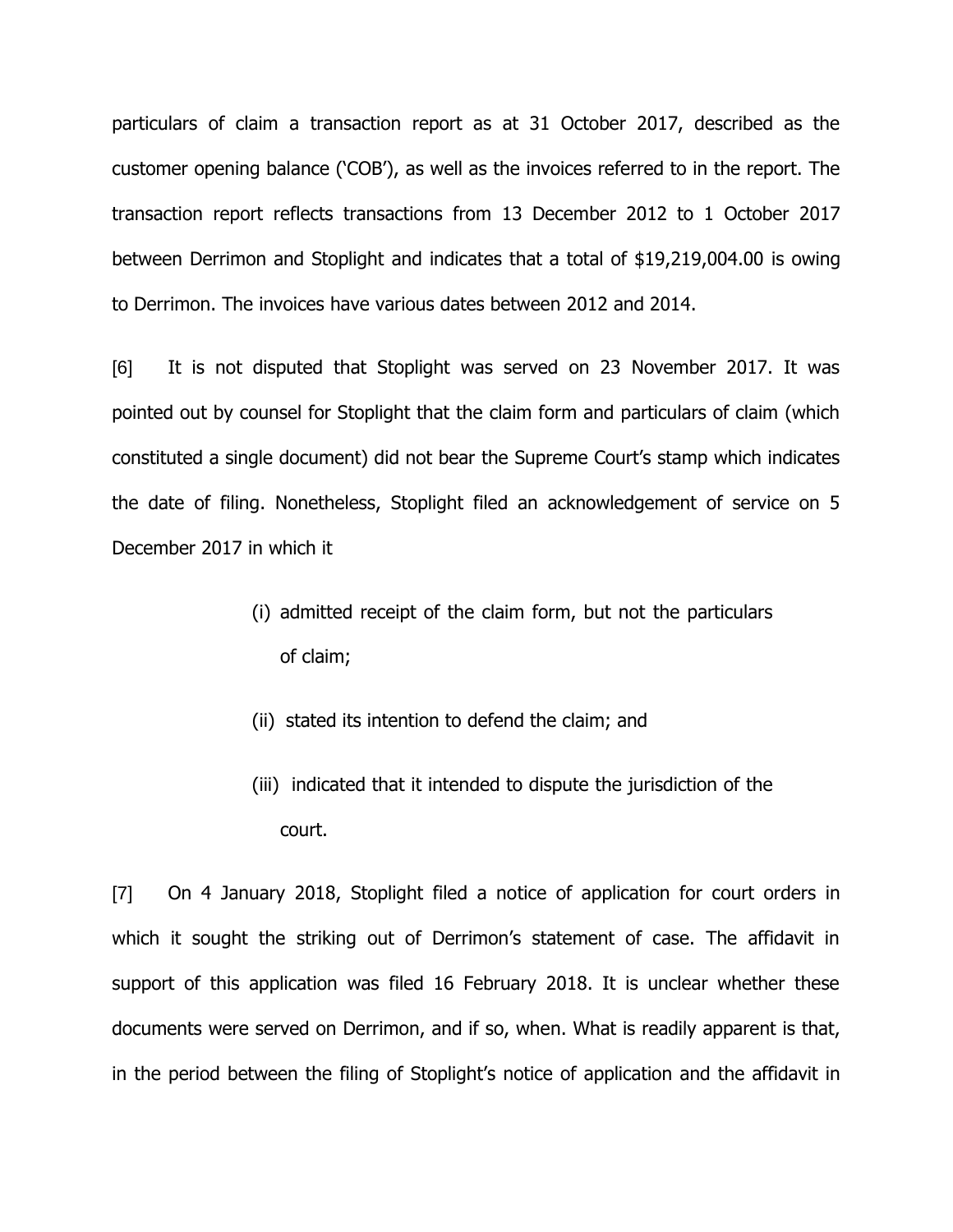particulars of claim a transaction report as at 31 October 2017, described as the customer opening balance ('COB'), as well as the invoices referred to in the report. The transaction report reflects transactions from 13 December 2012 to 1 October 2017 between Derrimon and Stoplight and indicates that a total of $19,219,004.00 is owing to Derrimon. The invoices have various dates between 2012 and 2014.

[6] It is not disputed that Stoplight was served on 23 November 2017. It was pointed out by counsel for Stoplight that the claim form and particulars of claim (which constituted a single document) did not bear the Supreme Court's stamp which indicates the date of filing. Nonetheless, Stoplight filed an acknowledgement of service on 5 December 2017 in which it

> (i) admitted receipt of the claim form, but not the particulars of claim;
>
> (ii) stated its intention to defend the claim; and
>
> (iii) indicated that it intended to dispute the jurisdiction of the court.

[7] On 4 January 2018, Stoplight filed a notice of application for court orders in which it sought the striking out of Derrimon's statement of case. The affidavit in support of this application was filed 16 February 2018. It is unclear whether these documents were served on Derrimon, and if so, when. What is readily apparent is that, in the period between the filing of Stoplight's notice of application and the affidavit in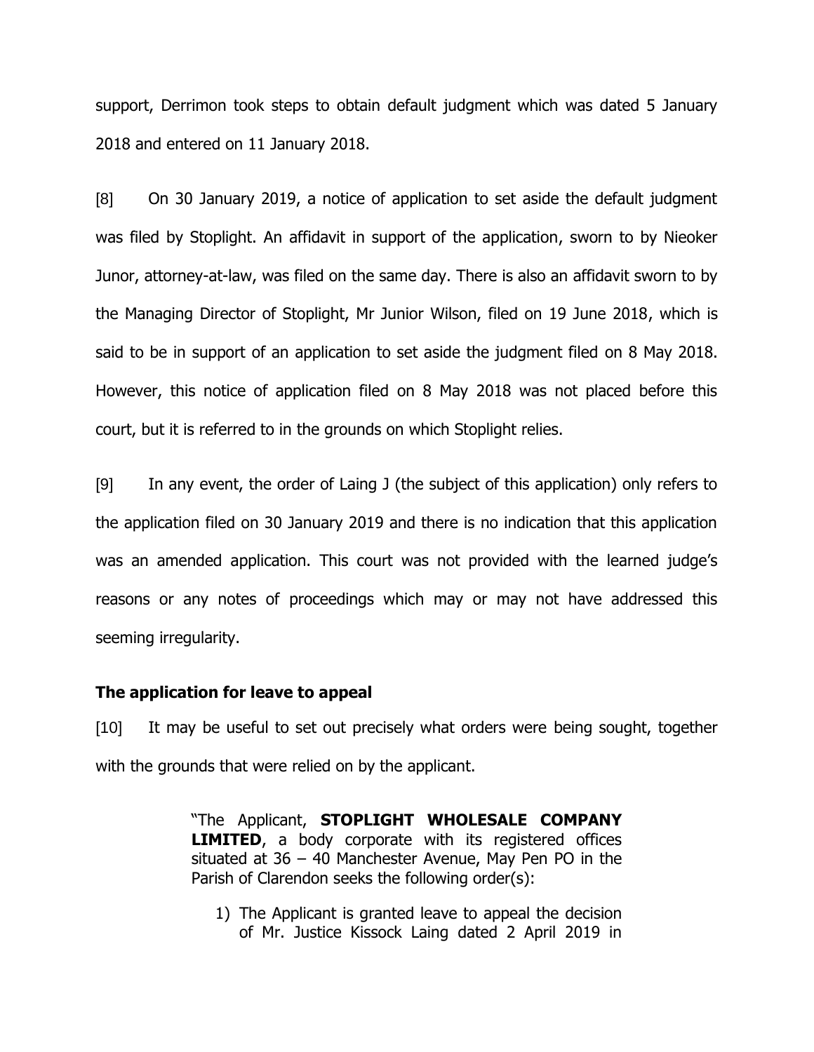support, Derrimon took steps to obtain default judgment which was dated 5 January 2018 and entered on 11 January 2018.

[8] On 30 January 2019, a notice of application to set aside the default judgment was filed by Stoplight. An affidavit in support of the application, sworn to by Nieoker Junor, attorney-at-law, was filed on the same day. There is also an affidavit sworn to by the Managing Director of Stoplight, Mr Junior Wilson, filed on 19 June 2018, which is said to be in support of an application to set aside the judgment filed on 8 May 2018. However, this notice of application filed on 8 May 2018 was not placed before this court, but it is referred to in the grounds on which Stoplight relies.

[9] In any event, the order of Laing J (the subject of this application) only refers to the application filed on 30 January 2019 and there is no indication that this application was an amended application. This court was not provided with the learned judge's reasons or any notes of proceedings which may or may not have addressed this seeming irregularity.

### The application for leave to appeal

[10] It may be useful to set out precisely what orders were being sought, together with the grounds that were relied on by the applicant.

> "The Applicant, **STOPLIGHT WHOLESALE COMPANY LIMITED**, a body corporate with its registered offices situated at 36 – 40 Manchester Avenue, May Pen PO in the Parish of Clarendon seeks the following order(s):
>
> 1) The Applicant is granted leave to appeal the decision of Mr. Justice Kissock Laing dated 2 April 2019 in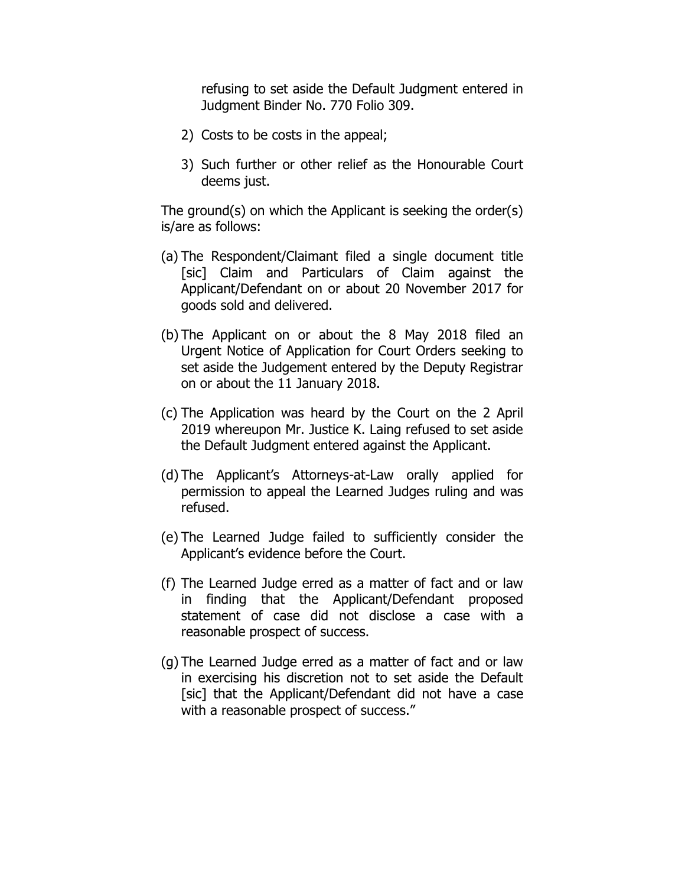refusing to set aside the Default Judgment entered in Judgment Binder No. 770 Folio 309.

2) Costs to be costs in the appeal;

3) Such further or other relief as the Honourable Court deems just.

The ground(s) on which the Applicant is seeking the order(s) is/are as follows:

(a) The Respondent/Claimant filed a single document title [sic] Claim and Particulars of Claim against the Applicant/Defendant on or about 20 November 2017 for goods sold and delivered.

(b) The Applicant on or about the 8 May 2018 filed an Urgent Notice of Application for Court Orders seeking to set aside the Judgement entered by the Deputy Registrar on or about the 11 January 2018.

(c) The Application was heard by the Court on the 2 April 2019 whereupon Mr. Justice K. Laing refused to set aside the Default Judgment entered against the Applicant.

(d) The Applicant's Attorneys-at-Law orally applied for permission to appeal the Learned Judges ruling and was refused.

(e) The Learned Judge failed to sufficiently consider the Applicant's evidence before the Court.

(f) The Learned Judge erred as a matter of fact and or law in finding that the Applicant/Defendant proposed statement of case did not disclose a case with a reasonable prospect of success.

(g) The Learned Judge erred as a matter of fact and or law in exercising his discretion not to set aside the Default [sic] that the Applicant/Defendant did not have a case with a reasonable prospect of success."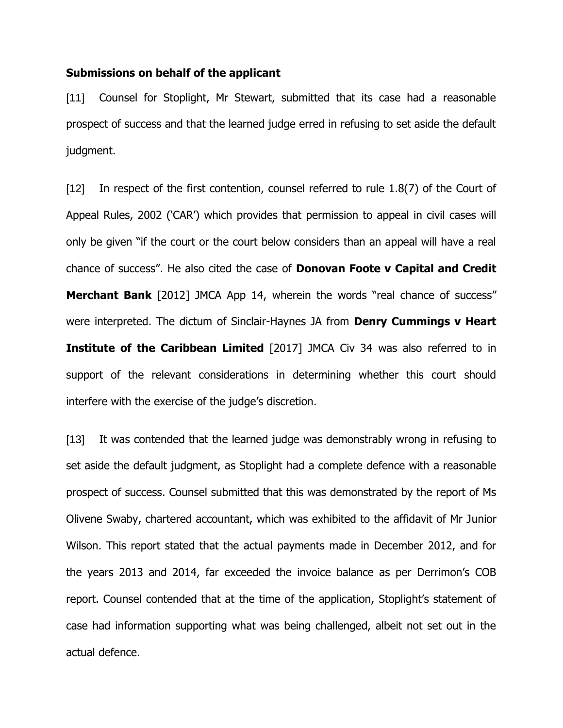**Submissions on behalf of the applicant**

[11] Counsel for Stoplight, Mr Stewart, submitted that its case had a reasonable prospect of success and that the learned judge erred in refusing to set aside the default judgment.

[12] In respect of the first contention, counsel referred to rule 1.8(7) of the Court of Appeal Rules, 2002 ('CAR') which provides that permission to appeal in civil cases will only be given "if the court or the court below considers than an appeal will have a real chance of success". He also cited the case of **Donovan Foote v Capital and Credit Merchant Bank** [2012] JMCA App 14, wherein the words "real chance of success" were interpreted. The dictum of Sinclair-Haynes JA from **Denry Cummings v Heart Institute of the Caribbean Limited** [2017] JMCA Civ 34 was also referred to in support of the relevant considerations in determining whether this court should interfere with the exercise of the judge's discretion.

[13] It was contended that the learned judge was demonstrably wrong in refusing to set aside the default judgment, as Stoplight had a complete defence with a reasonable prospect of success. Counsel submitted that this was demonstrated by the report of Ms Olivene Swaby, chartered accountant, which was exhibited to the affidavit of Mr Junior Wilson. This report stated that the actual payments made in December 2012, and for the years 2013 and 2014, far exceeded the invoice balance as per Derrimon's COB report. Counsel contended that at the time of the application, Stoplight's statement of case had information supporting what was being challenged, albeit not set out in the actual defence.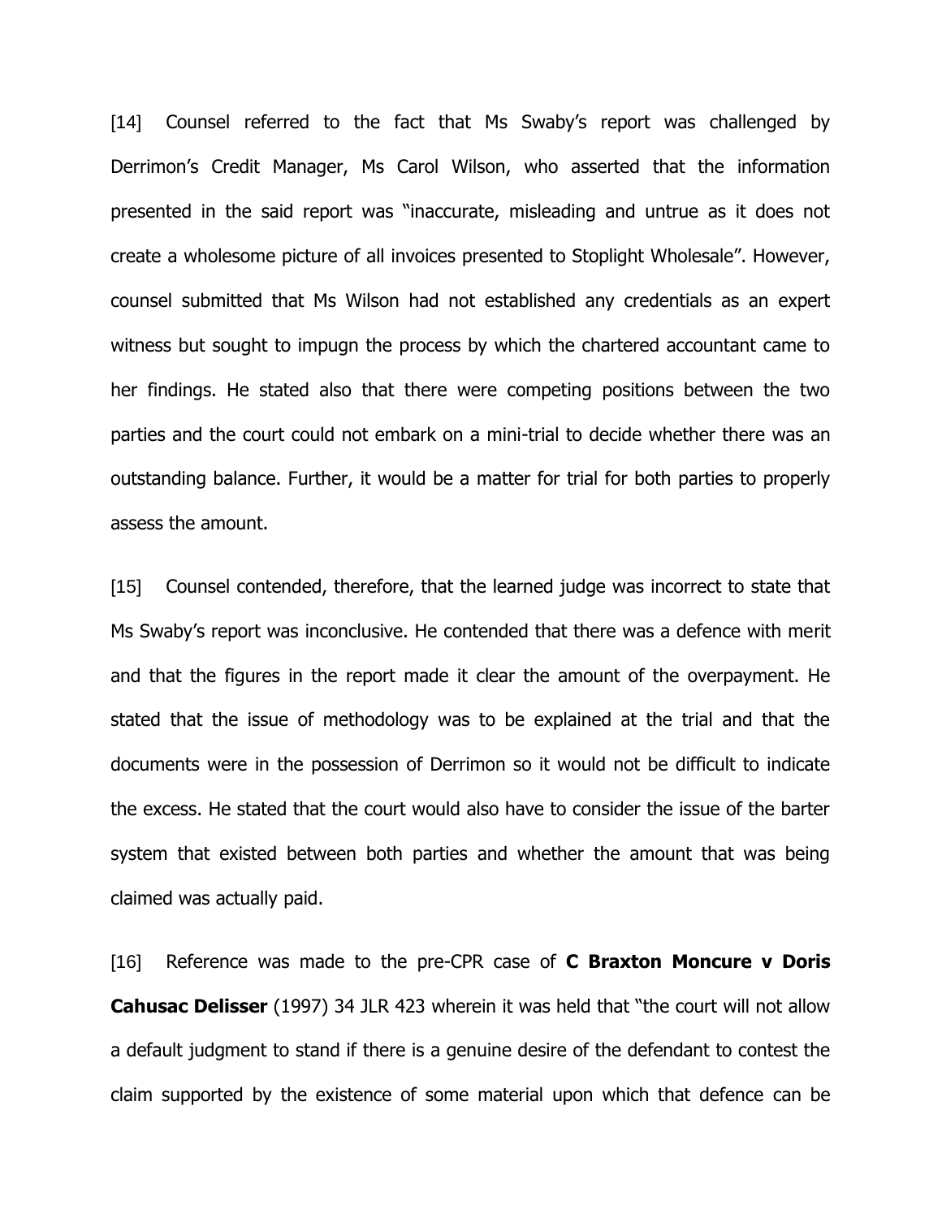[14] Counsel referred to the fact that Ms Swaby's report was challenged by Derrimon's Credit Manager, Ms Carol Wilson, who asserted that the information presented in the said report was "inaccurate, misleading and untrue as it does not create a wholesome picture of all invoices presented to Stoplight Wholesale". However, counsel submitted that Ms Wilson had not established any credentials as an expert witness but sought to impugn the process by which the chartered accountant came to her findings. He stated also that there were competing positions between the two parties and the court could not embark on a mini-trial to decide whether there was an outstanding balance. Further, it would be a matter for trial for both parties to properly assess the amount.

[15] Counsel contended, therefore, that the learned judge was incorrect to state that Ms Swaby's report was inconclusive. He contended that there was a defence with merit and that the figures in the report made it clear the amount of the overpayment. He stated that the issue of methodology was to be explained at the trial and that the documents were in the possession of Derrimon so it would not be difficult to indicate the excess. He stated that the court would also have to consider the issue of the barter system that existed between both parties and whether the amount that was being claimed was actually paid.

[16] Reference was made to the pre-CPR case of **C Braxton Moncure v Doris Cahusac Delisser** (1997) 34 JLR 423 wherein it was held that "the court will not allow a default judgment to stand if there is a genuine desire of the defendant to contest the claim supported by the existence of some material upon which that defence can be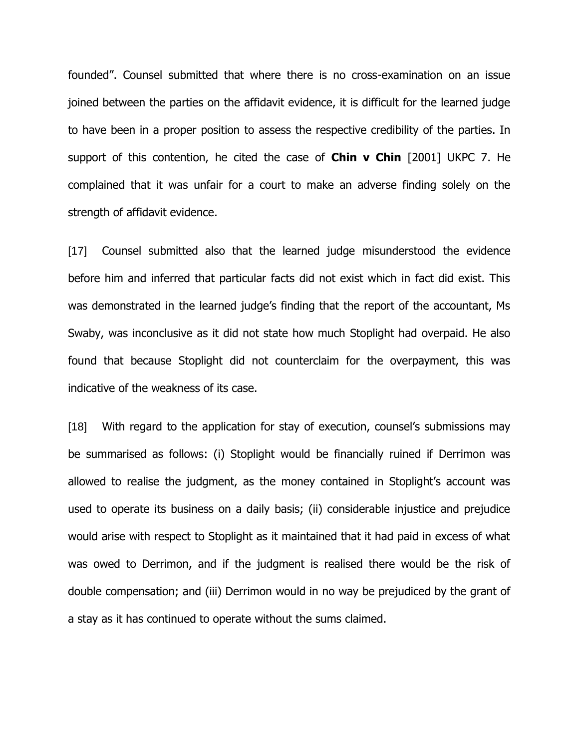founded". Counsel submitted that where there is no cross-examination on an issue joined between the parties on the affidavit evidence, it is difficult for the learned judge to have been in a proper position to assess the respective credibility of the parties. In support of this contention, he cited the case of **Chin v Chin** [2001] UKPC 7. He complained that it was unfair for a court to make an adverse finding solely on the strength of affidavit evidence.

[17] Counsel submitted also that the learned judge misunderstood the evidence before him and inferred that particular facts did not exist which in fact did exist. This was demonstrated in the learned judge's finding that the report of the accountant, Ms Swaby, was inconclusive as it did not state how much Stoplight had overpaid. He also found that because Stoplight did not counterclaim for the overpayment, this was indicative of the weakness of its case.

[18] With regard to the application for stay of execution, counsel's submissions may be summarised as follows: (i) Stoplight would be financially ruined if Derrimon was allowed to realise the judgment, as the money contained in Stoplight's account was used to operate its business on a daily basis; (ii) considerable injustice and prejudice would arise with respect to Stoplight as it maintained that it had paid in excess of what was owed to Derrimon, and if the judgment is realised there would be the risk of double compensation; and (iii) Derrimon would in no way be prejudiced by the grant of a stay as it has continued to operate without the sums claimed.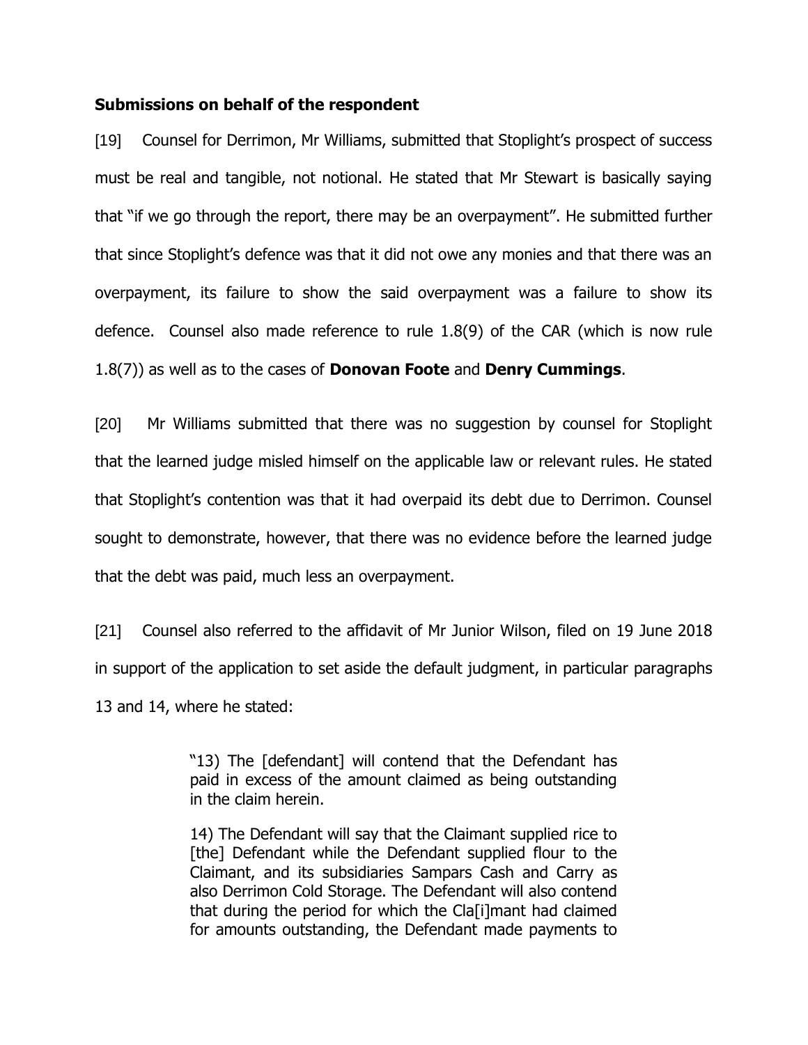**Submissions on behalf of the respondent**

[19] Counsel for Derrimon, Mr Williams, submitted that Stoplight's prospect of success must be real and tangible, not notional. He stated that Mr Stewart is basically saying that "if we go through the report, there may be an overpayment". He submitted further that since Stoplight's defence was that it did not owe any monies and that there was an overpayment, its failure to show the said overpayment was a failure to show its defence. Counsel also made reference to rule 1.8(9) of the CAR (which is now rule 1.8(7)) as well as to the cases of **Donovan Foote** and **Denry Cummings**.

[20] Mr Williams submitted that there was no suggestion by counsel for Stoplight that the learned judge misled himself on the applicable law or relevant rules. He stated that Stoplight's contention was that it had overpaid its debt due to Derrimon. Counsel sought to demonstrate, however, that there was no evidence before the learned judge that the debt was paid, much less an overpayment.

[21] Counsel also referred to the affidavit of Mr Junior Wilson, filed on 19 June 2018 in support of the application to set aside the default judgment, in particular paragraphs 13 and 14, where he stated:

> "13) The [defendant] will contend that the Defendant has paid in excess of the amount claimed as being outstanding in the claim herein.
>
> 14) The Defendant will say that the Claimant supplied rice to [the] Defendant while the Defendant supplied flour to the Claimant, and its subsidiaries Sampars Cash and Carry as also Derrimon Cold Storage. The Defendant will also contend that during the period for which the Cla[i]mant had claimed for amounts outstanding, the Defendant made payments to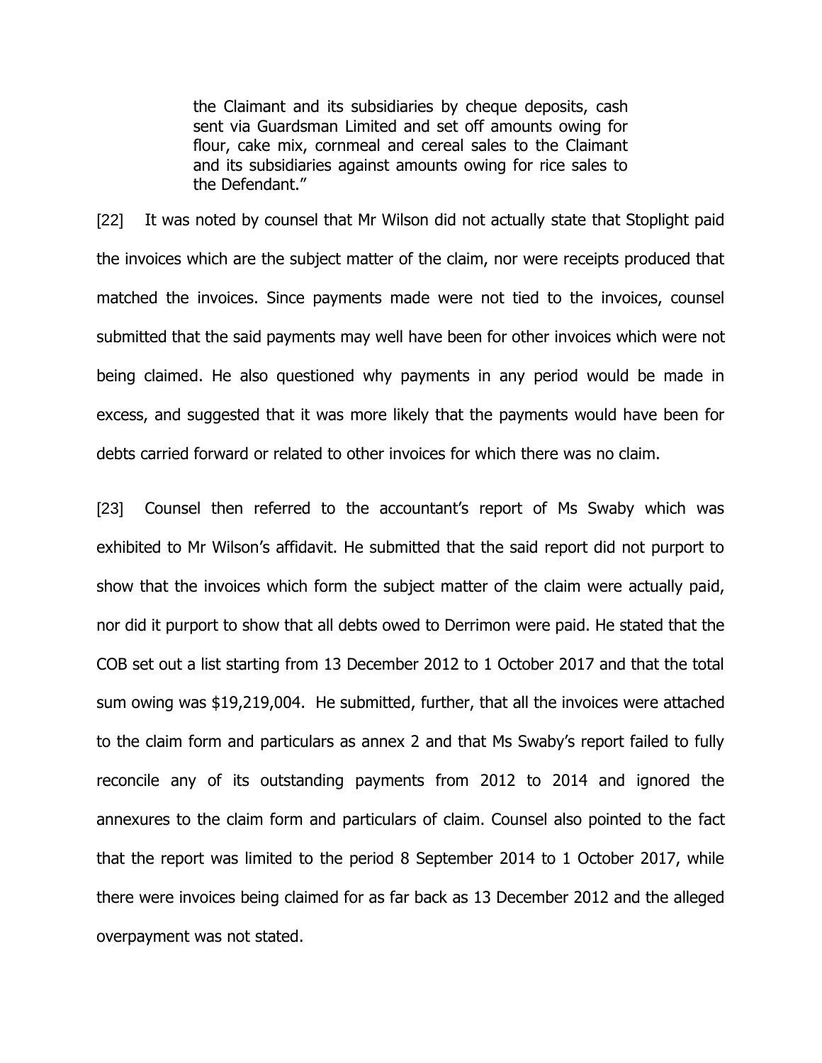> the Claimant and its subsidiaries by cheque deposits, cash sent via Guardsman Limited and set off amounts owing for flour, cake mix, cornmeal and cereal sales to the Claimant and its subsidiaries against amounts owing for rice sales to the Defendant."

[22] It was noted by counsel that Mr Wilson did not actually state that Stoplight paid the invoices which are the subject matter of the claim, nor were receipts produced that matched the invoices. Since payments made were not tied to the invoices, counsel submitted that the said payments may well have been for other invoices which were not being claimed. He also questioned why payments in any period would be made in excess, and suggested that it was more likely that the payments would have been for debts carried forward or related to other invoices for which there was no claim.

[23] Counsel then referred to the accountant's report of Ms Swaby which was exhibited to Mr Wilson's affidavit. He submitted that the said report did not purport to show that the invoices which form the subject matter of the claim were actually paid, nor did it purport to show that all debts owed to Derrimon were paid. He stated that the COB set out a list starting from 13 December 2012 to 1 October 2017 and that the total sum owing was $19,219,004. He submitted, further, that all the invoices were attached to the claim form and particulars as annex 2 and that Ms Swaby's report failed to fully reconcile any of its outstanding payments from 2012 to 2014 and ignored the annexures to the claim form and particulars of claim. Counsel also pointed to the fact that the report was limited to the period 8 September 2014 to 1 October 2017, while there were invoices being claimed for as far back as 13 December 2012 and the alleged overpayment was not stated.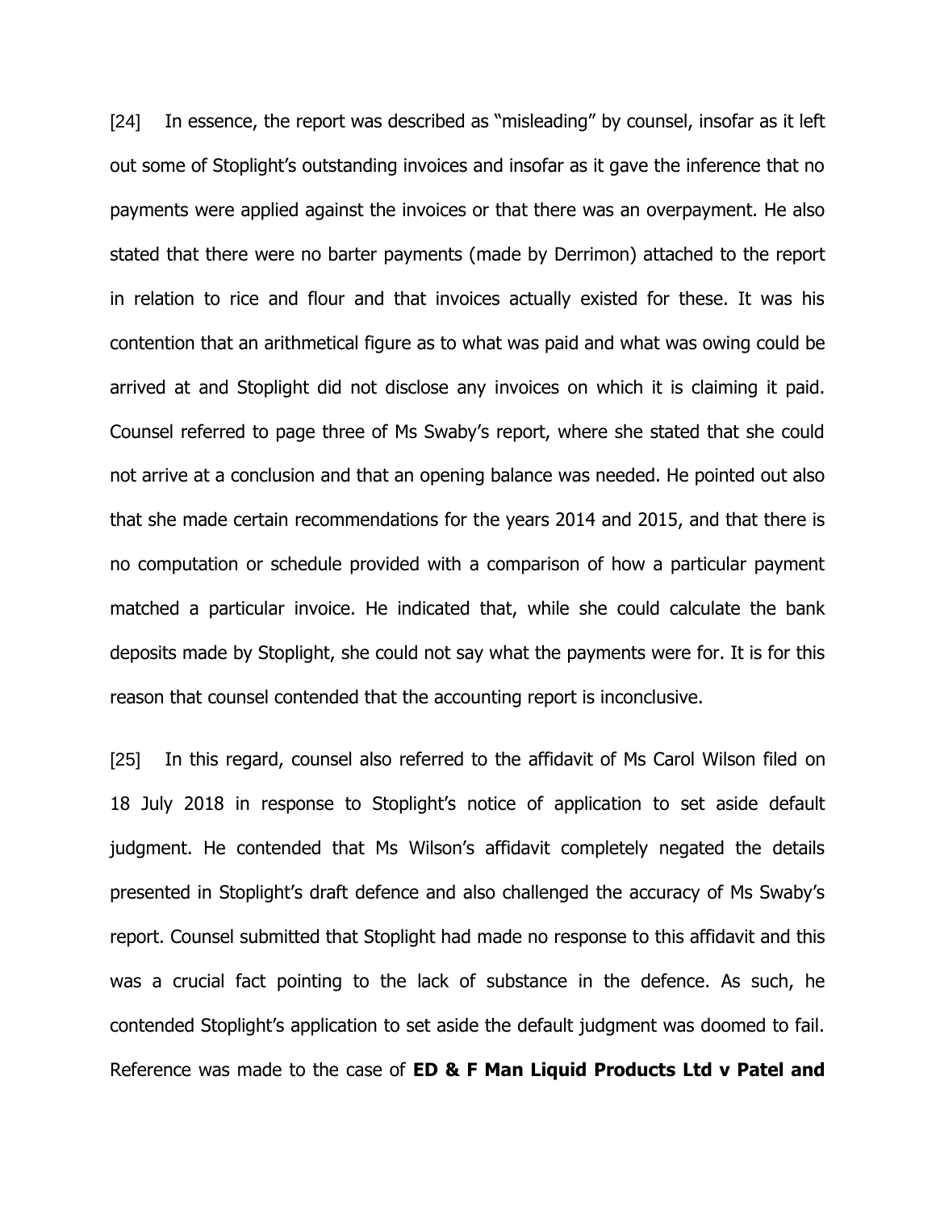[24] In essence, the report was described as "misleading" by counsel, insofar as it left out some of Stoplight's outstanding invoices and insofar as it gave the inference that no payments were applied against the invoices or that there was an overpayment. He also stated that there were no barter payments (made by Derrimon) attached to the report in relation to rice and flour and that invoices actually existed for these. It was his contention that an arithmetical figure as to what was paid and what was owing could be arrived at and Stoplight did not disclose any invoices on which it is claiming it paid. Counsel referred to page three of Ms Swaby's report, where she stated that she could not arrive at a conclusion and that an opening balance was needed. He pointed out also that she made certain recommendations for the years 2014 and 2015, and that there is no computation or schedule provided with a comparison of how a particular payment matched a particular invoice. He indicated that, while she could calculate the bank deposits made by Stoplight, she could not say what the payments were for. It is for this reason that counsel contended that the accounting report is inconclusive.

[25] In this regard, counsel also referred to the affidavit of Ms Carol Wilson filed on 18 July 2018 in response to Stoplight's notice of application to set aside default judgment. He contended that Ms Wilson's affidavit completely negated the details presented in Stoplight's draft defence and also challenged the accuracy of Ms Swaby's report. Counsel submitted that Stoplight had made no response to this affidavit and this was a crucial fact pointing to the lack of substance in the defence. As such, he contended Stoplight's application to set aside the default judgment was doomed to fail. Reference was made to the case of **ED & F Man Liquid Products Ltd v Patel and**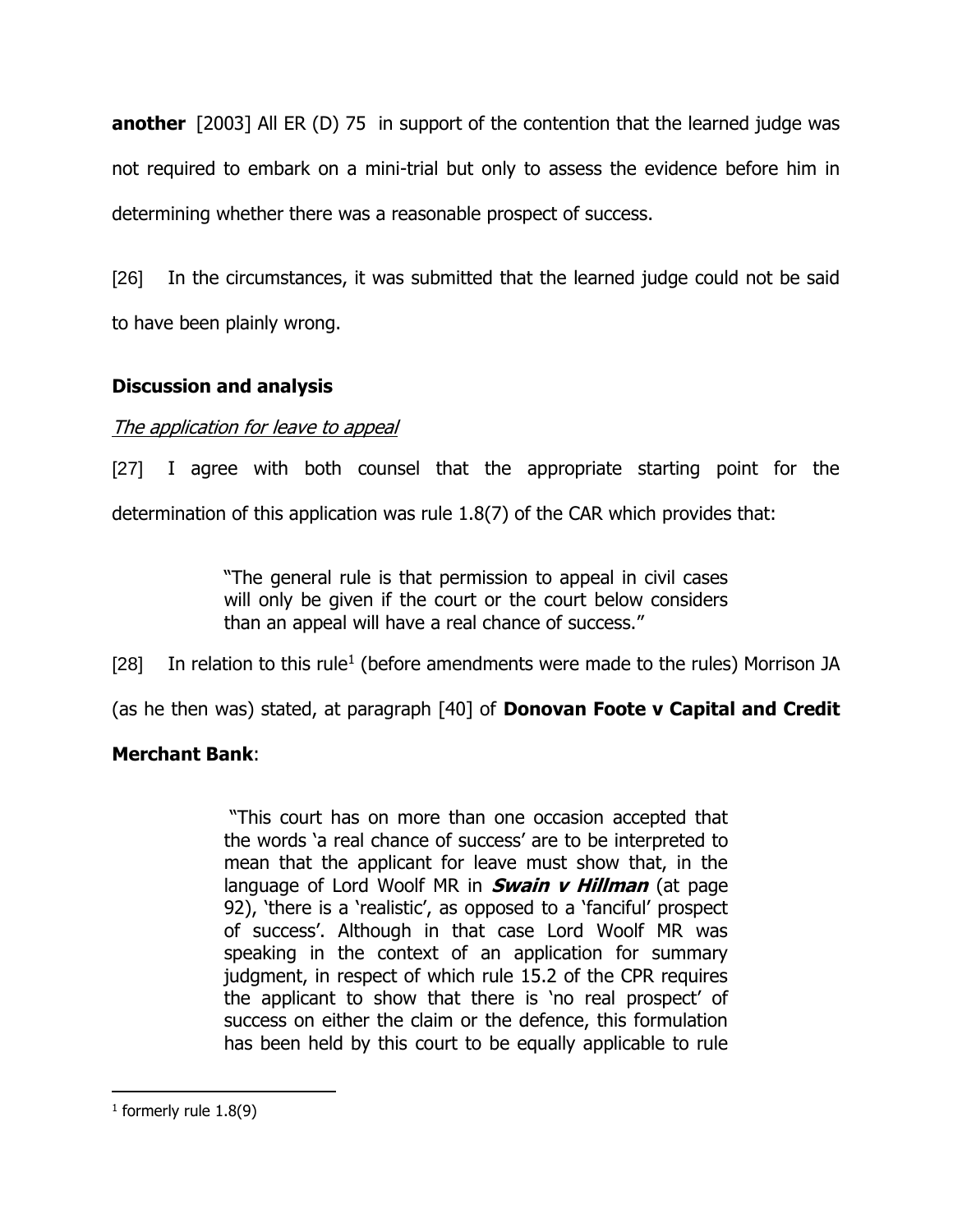**another** [2003] All ER (D) 75 in support of the contention that the learned judge was not required to embark on a mini-trial but only to assess the evidence before him in determining whether there was a reasonable prospect of success.

[26] In the circumstances, it was submitted that the learned judge could not be said to have been plainly wrong.

## Discussion and analysis

*The application for leave to appeal*

[27] I agree with both counsel that the appropriate starting point for the determination of this application was rule 1.8(7) of the CAR which provides that:

> "The general rule is that permission to appeal in civil cases will only be given if the court or the court below considers than an appeal will have a real chance of success."

[28] In relation to this rule[1] (before amendments were made to the rules) Morrison JA (as he then was) stated, at paragraph [40] of **Donovan Foote v Capital and Credit Merchant Bank**:

> "This court has on more than one occasion accepted that the words 'a real chance of success' are to be interpreted to mean that the applicant for leave must show that, in the language of Lord Woolf MR in ***Swain v Hillman*** (at page 92), 'there is a 'realistic', as opposed to a 'fanciful' prospect of success'. Although in that case Lord Woolf MR was speaking in the context of an application for summary judgment, in respect of which rule 15.2 of the CPR requires the applicant to show that there is 'no real prospect' of success on either the claim or the defence, this formulation has been held by this court to be equally applicable to rule

[1] formerly rule 1.8(9)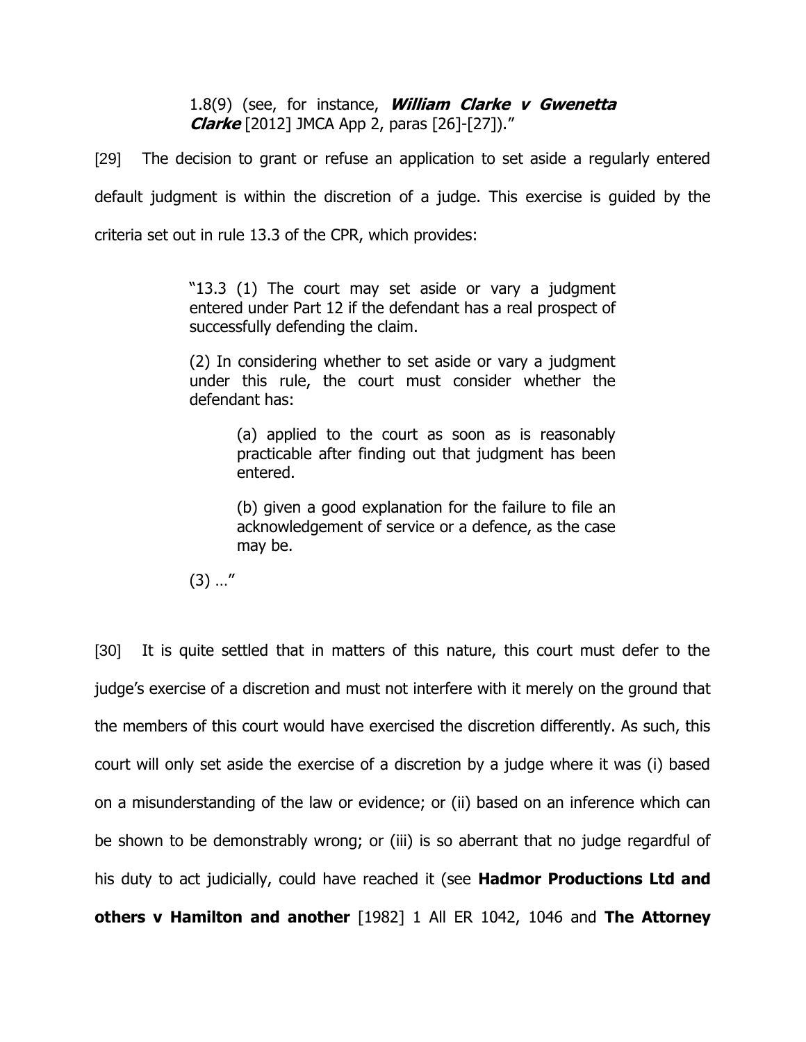> 1.8(9) (see, for instance, ***William Clarke v Gwenetta Clarke*** [2012] JMCA App 2, paras [26]-[27])."

[29] The decision to grant or refuse an application to set aside a regularly entered default judgment is within the discretion of a judge. This exercise is guided by the criteria set out in rule 13.3 of the CPR, which provides:

> "13.3 (1) The court may set aside or vary a judgment entered under Part 12 if the defendant has a real prospect of successfully defending the claim.
>
> (2) In considering whether to set aside or vary a judgment under this rule, the court must consider whether the defendant has:
>
> > (a) applied to the court as soon as is reasonably practicable after finding out that judgment has been entered.
> >
> > (b) given a good explanation for the failure to file an acknowledgement of service or a defence, as the case may be.
>
> (3) …"

[30] It is quite settled that in matters of this nature, this court must defer to the judge's exercise of a discretion and must not interfere with it merely on the ground that the members of this court would have exercised the discretion differently. As such, this court will only set aside the exercise of a discretion by a judge where it was (i) based on a misunderstanding of the law or evidence; or (ii) based on an inference which can be shown to be demonstrably wrong; or (iii) is so aberrant that no judge regardful of his duty to act judicially, could have reached it (see **Hadmor Productions Ltd and others v Hamilton and another** [1982] 1 All ER 1042, 1046 and **The Attorney**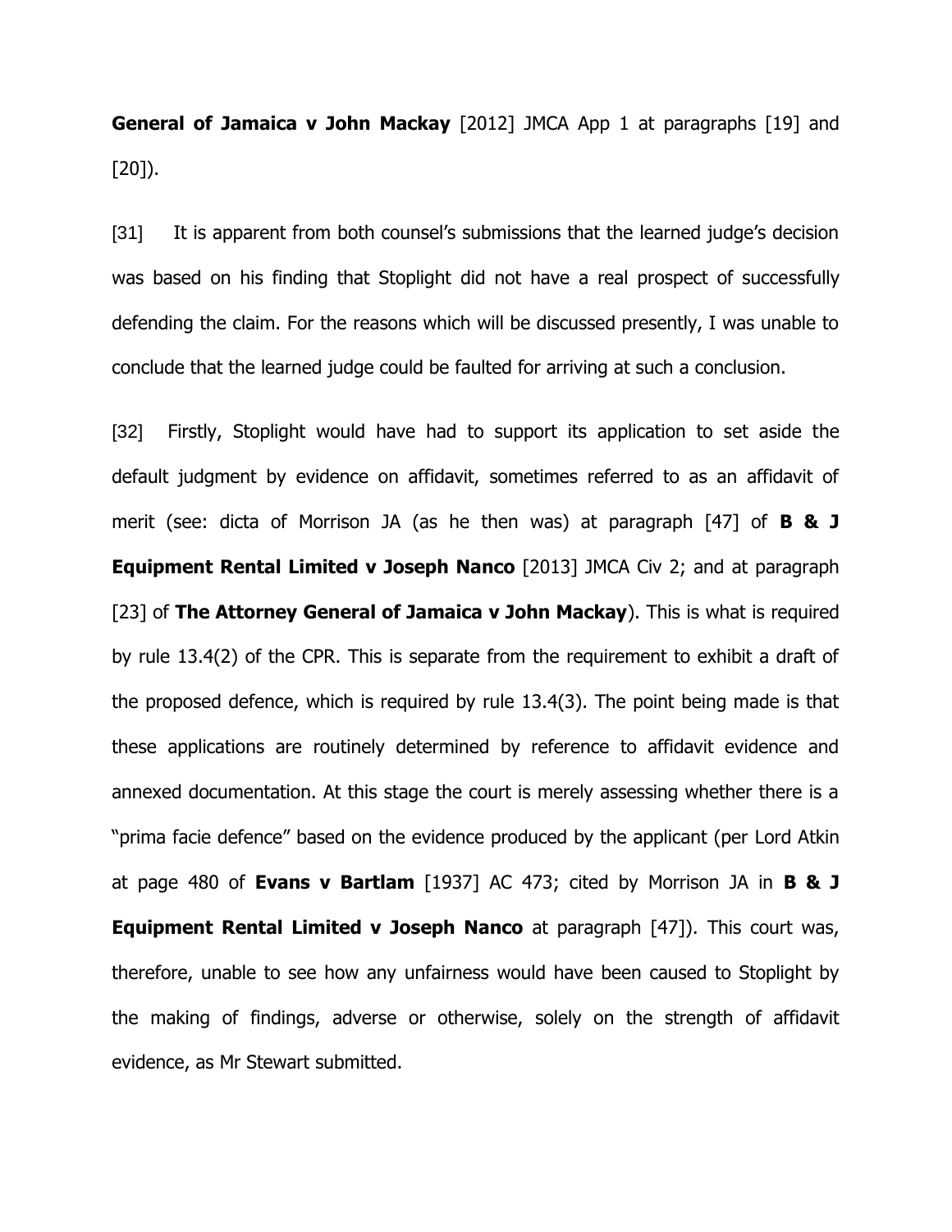**General of Jamaica v John Mackay** [2012] JMCA App 1 at paragraphs [19] and [20]).

[31] It is apparent from both counsel's submissions that the learned judge's decision was based on his finding that Stoplight did not have a real prospect of successfully defending the claim. For the reasons which will be discussed presently, I was unable to conclude that the learned judge could be faulted for arriving at such a conclusion.

[32] Firstly, Stoplight would have had to support its application to set aside the default judgment by evidence on affidavit, sometimes referred to as an affidavit of merit (see: dicta of Morrison JA (as he then was) at paragraph [47] of **B & J Equipment Rental Limited v Joseph Nanco** [2013] JMCA Civ 2; and at paragraph [23] of **The Attorney General of Jamaica v John Mackay**). This is what is required by rule 13.4(2) of the CPR. This is separate from the requirement to exhibit a draft of the proposed defence, which is required by rule 13.4(3). The point being made is that these applications are routinely determined by reference to affidavit evidence and annexed documentation. At this stage the court is merely assessing whether there is a "prima facie defence" based on the evidence produced by the applicant (per Lord Atkin at page 480 of **Evans v Bartlam** [1937] AC 473; cited by Morrison JA in **B & J Equipment Rental Limited v Joseph Nanco** at paragraph [47]). This court was, therefore, unable to see how any unfairness would have been caused to Stoplight by the making of findings, adverse or otherwise, solely on the strength of affidavit evidence, as Mr Stewart submitted.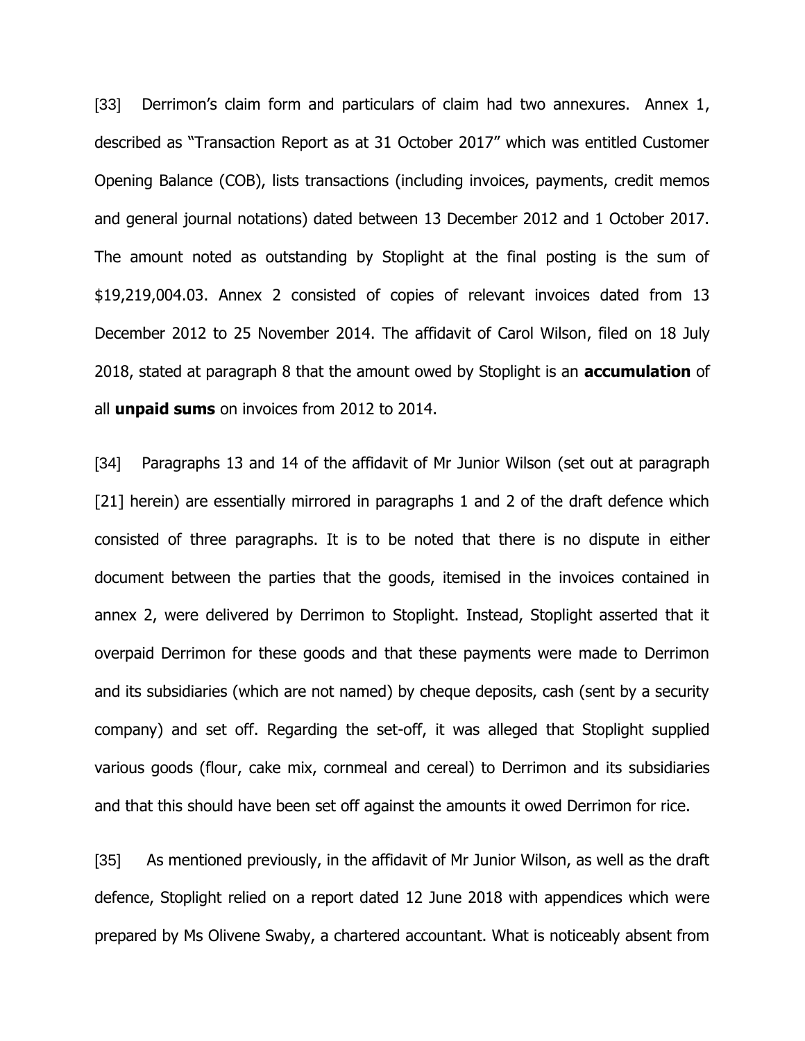[33] Derrimon's claim form and particulars of claim had two annexures. Annex 1, described as "Transaction Report as at 31 October 2017" which was entitled Customer Opening Balance (COB), lists transactions (including invoices, payments, credit memos and general journal notations) dated between 13 December 2012 and 1 October 2017. The amount noted as outstanding by Stoplight at the final posting is the sum of $19,219,004.03. Annex 2 consisted of copies of relevant invoices dated from 13 December 2012 to 25 November 2014. The affidavit of Carol Wilson, filed on 18 July 2018, stated at paragraph 8 that the amount owed by Stoplight is an **accumulation** of all **unpaid sums** on invoices from 2012 to 2014.

[34] Paragraphs 13 and 14 of the affidavit of Mr Junior Wilson (set out at paragraph [21] herein) are essentially mirrored in paragraphs 1 and 2 of the draft defence which consisted of three paragraphs. It is to be noted that there is no dispute in either document between the parties that the goods, itemised in the invoices contained in annex 2, were delivered by Derrimon to Stoplight. Instead, Stoplight asserted that it overpaid Derrimon for these goods and that these payments were made to Derrimon and its subsidiaries (which are not named) by cheque deposits, cash (sent by a security company) and set off. Regarding the set-off, it was alleged that Stoplight supplied various goods (flour, cake mix, cornmeal and cereal) to Derrimon and its subsidiaries and that this should have been set off against the amounts it owed Derrimon for rice.

[35] As mentioned previously, in the affidavit of Mr Junior Wilson, as well as the draft defence, Stoplight relied on a report dated 12 June 2018 with appendices which were prepared by Ms Olivene Swaby, a chartered accountant. What is noticeably absent from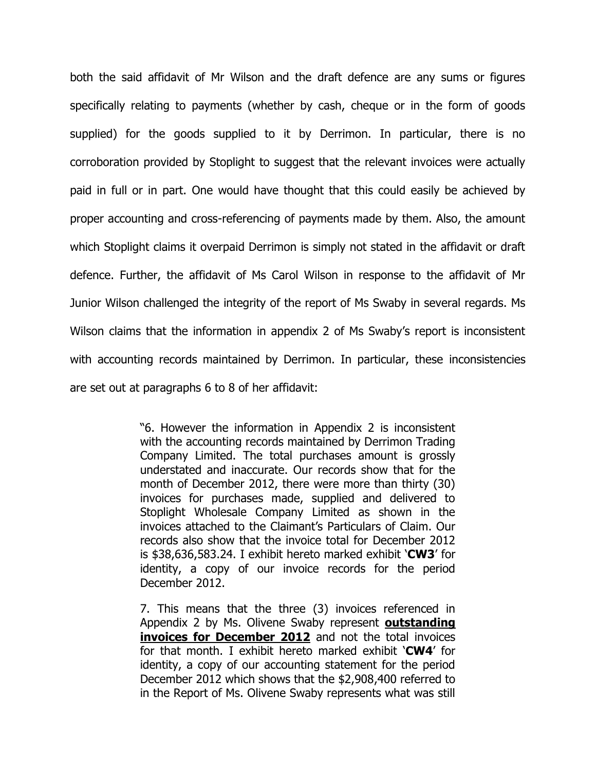both the said affidavit of Mr Wilson and the draft defence are any sums or figures specifically relating to payments (whether by cash, cheque or in the form of goods supplied) for the goods supplied to it by Derrimon. In particular, there is no corroboration provided by Stoplight to suggest that the relevant invoices were actually paid in full or in part. One would have thought that this could easily be achieved by proper accounting and cross-referencing of payments made by them. Also, the amount which Stoplight claims it overpaid Derrimon is simply not stated in the affidavit or draft defence. Further, the affidavit of Ms Carol Wilson in response to the affidavit of Mr Junior Wilson challenged the integrity of the report of Ms Swaby in several regards. Ms Wilson claims that the information in appendix 2 of Ms Swaby's report is inconsistent with accounting records maintained by Derrimon. In particular, these inconsistencies are set out at paragraphs 6 to 8 of her affidavit:

> "6. However the information in Appendix 2 is inconsistent with the accounting records maintained by Derrimon Trading Company Limited. The total purchases amount is grossly understated and inaccurate. Our records show that for the month of December 2012, there were more than thirty (30) invoices for purchases made, supplied and delivered to Stoplight Wholesale Company Limited as shown in the invoices attached to the Claimant's Particulars of Claim. Our records also show that the invoice total for December 2012 is $38,636,583.24. I exhibit hereto marked exhibit '**CW3**' for identity, a copy of our invoice records for the period December 2012.
>
> 7. This means that the three (3) invoices referenced in Appendix 2 by Ms. Olivene Swaby represent **outstanding invoices for December 2012** and not the total invoices for that month. I exhibit hereto marked exhibit '**CW4**' for identity, a copy of our accounting statement for the period December 2012 which shows that the $2,908,400 referred to in the Report of Ms. Olivene Swaby represents what was still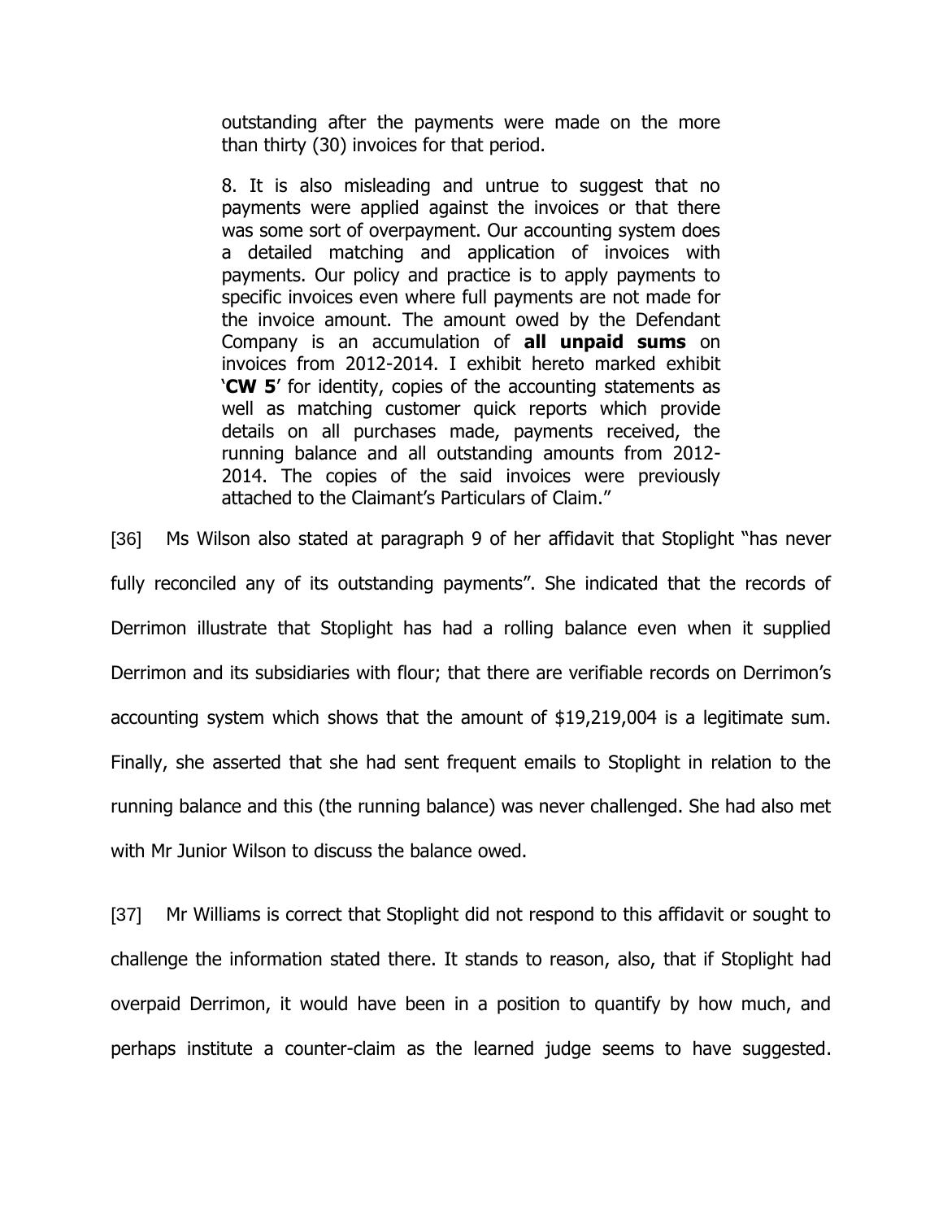> outstanding after the payments were made on the more than thirty (30) invoices for that period.
>
> 8. It is also misleading and untrue to suggest that no payments were applied against the invoices or that there was some sort of overpayment. Our accounting system does a detailed matching and application of invoices with payments. Our policy and practice is to apply payments to specific invoices even where full payments are not made for the invoice amount. The amount owed by the Defendant Company is an accumulation of **all unpaid sums** on invoices from 2012-2014. I exhibit hereto marked exhibit '**CW 5**' for identity, copies of the accounting statements as well as matching customer quick reports which provide details on all purchases made, payments received, the running balance and all outstanding amounts from 2012-2014. The copies of the said invoices were previously attached to the Claimant's Particulars of Claim."

[36] Ms Wilson also stated at paragraph 9 of her affidavit that Stoplight "has never fully reconciled any of its outstanding payments". She indicated that the records of Derrimon illustrate that Stoplight has had a rolling balance even when it supplied Derrimon and its subsidiaries with flour; that there are verifiable records on Derrimon's accounting system which shows that the amount of $19,219,004 is a legitimate sum. Finally, she asserted that she had sent frequent emails to Stoplight in relation to the running balance and this (the running balance) was never challenged. She had also met with Mr Junior Wilson to discuss the balance owed.

[37] Mr Williams is correct that Stoplight did not respond to this affidavit or sought to challenge the information stated there. It stands to reason, also, that if Stoplight had overpaid Derrimon, it would have been in a position to quantify by how much, and perhaps institute a counter-claim as the learned judge seems to have suggested.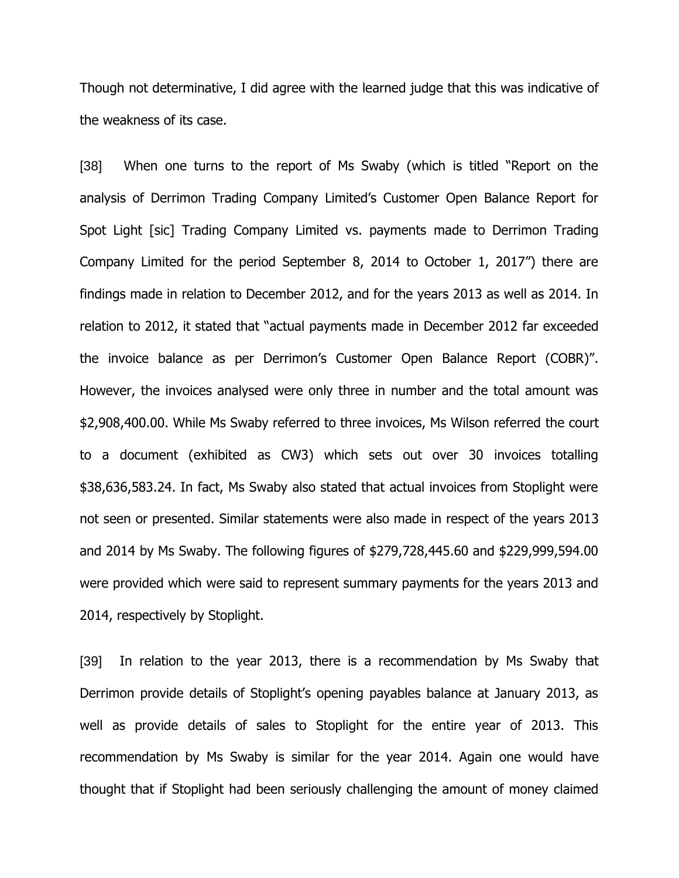Though not determinative, I did agree with the learned judge that this was indicative of the weakness of its case.

[38] When one turns to the report of Ms Swaby (which is titled "Report on the analysis of Derrimon Trading Company Limited's Customer Open Balance Report for Spot Light [sic] Trading Company Limited vs. payments made to Derrimon Trading Company Limited for the period September 8, 2014 to October 1, 2017") there are findings made in relation to December 2012, and for the years 2013 as well as 2014. In relation to 2012, it stated that "actual payments made in December 2012 far exceeded the invoice balance as per Derrimon's Customer Open Balance Report (COBR)". However, the invoices analysed were only three in number and the total amount was $2,908,400.00. While Ms Swaby referred to three invoices, Ms Wilson referred the court to a document (exhibited as CW3) which sets out over 30 invoices totalling $38,636,583.24. In fact, Ms Swaby also stated that actual invoices from Stoplight were not seen or presented. Similar statements were also made in respect of the years 2013 and 2014 by Ms Swaby. The following figures of $279,728,445.60 and $229,999,594.00 were provided which were said to represent summary payments for the years 2013 and 2014, respectively by Stoplight.

[39] In relation to the year 2013, there is a recommendation by Ms Swaby that Derrimon provide details of Stoplight's opening payables balance at January 2013, as well as provide details of sales to Stoplight for the entire year of 2013. This recommendation by Ms Swaby is similar for the year 2014. Again one would have thought that if Stoplight had been seriously challenging the amount of money claimed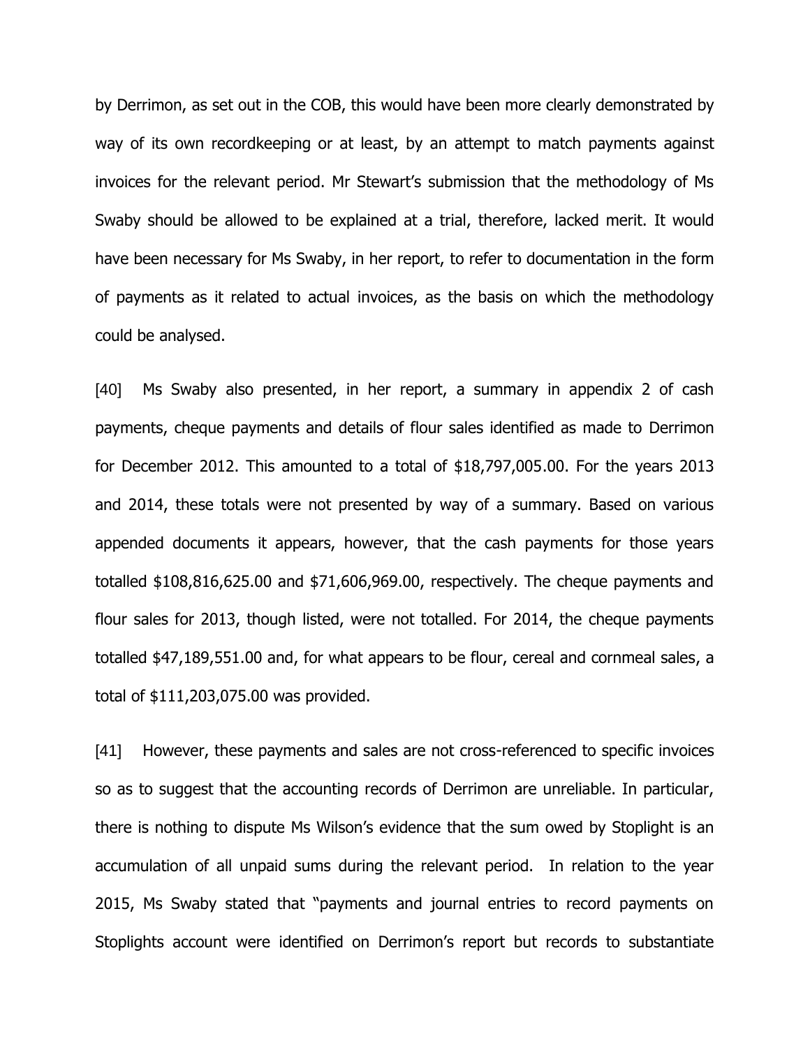by Derrimon, as set out in the COB, this would have been more clearly demonstrated by way of its own recordkeeping or at least, by an attempt to match payments against invoices for the relevant period. Mr Stewart's submission that the methodology of Ms Swaby should be allowed to be explained at a trial, therefore, lacked merit. It would have been necessary for Ms Swaby, in her report, to refer to documentation in the form of payments as it related to actual invoices, as the basis on which the methodology could be analysed.

[40] Ms Swaby also presented, in her report, a summary in appendix 2 of cash payments, cheque payments and details of flour sales identified as made to Derrimon for December 2012. This amounted to a total of $18,797,005.00. For the years 2013 and 2014, these totals were not presented by way of a summary. Based on various appended documents it appears, however, that the cash payments for those years totalled $108,816,625.00 and $71,606,969.00, respectively. The cheque payments and flour sales for 2013, though listed, were not totalled. For 2014, the cheque payments totalled $47,189,551.00 and, for what appears to be flour, cereal and cornmeal sales, a total of $111,203,075.00 was provided.

[41] However, these payments and sales are not cross-referenced to specific invoices so as to suggest that the accounting records of Derrimon are unreliable. In particular, there is nothing to dispute Ms Wilson's evidence that the sum owed by Stoplight is an accumulation of all unpaid sums during the relevant period. In relation to the year 2015, Ms Swaby stated that "payments and journal entries to record payments on Stoplights account were identified on Derrimon's report but records to substantiate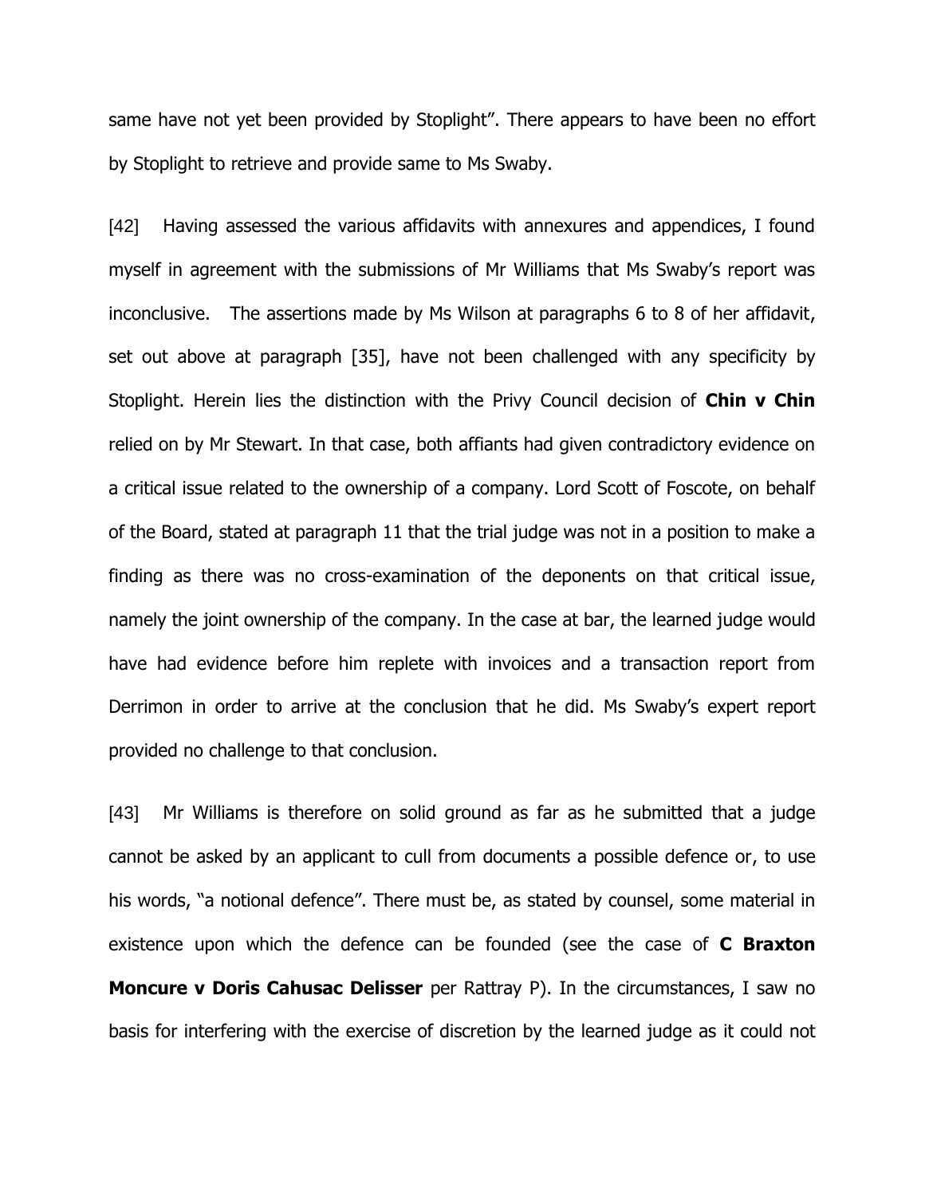same have not yet been provided by Stoplight". There appears to have been no effort by Stoplight to retrieve and provide same to Ms Swaby.

[42] Having assessed the various affidavits with annexures and appendices, I found myself in agreement with the submissions of Mr Williams that Ms Swaby's report was inconclusive. The assertions made by Ms Wilson at paragraphs 6 to 8 of her affidavit, set out above at paragraph [35], have not been challenged with any specificity by Stoplight. Herein lies the distinction with the Privy Council decision of **Chin v Chin** relied on by Mr Stewart. In that case, both affiants had given contradictory evidence on a critical issue related to the ownership of a company. Lord Scott of Foscote, on behalf of the Board, stated at paragraph 11 that the trial judge was not in a position to make a finding as there was no cross-examination of the deponents on that critical issue, namely the joint ownership of the company. In the case at bar, the learned judge would have had evidence before him replete with invoices and a transaction report from Derrimon in order to arrive at the conclusion that he did. Ms Swaby's expert report provided no challenge to that conclusion.

[43] Mr Williams is therefore on solid ground as far as he submitted that a judge cannot be asked by an applicant to cull from documents a possible defence or, to use his words, "a notional defence". There must be, as stated by counsel, some material in existence upon which the defence can be founded (see the case of **C Braxton Moncure v Doris Cahusac Delisser** per Rattray P). In the circumstances, I saw no basis for interfering with the exercise of discretion by the learned judge as it could not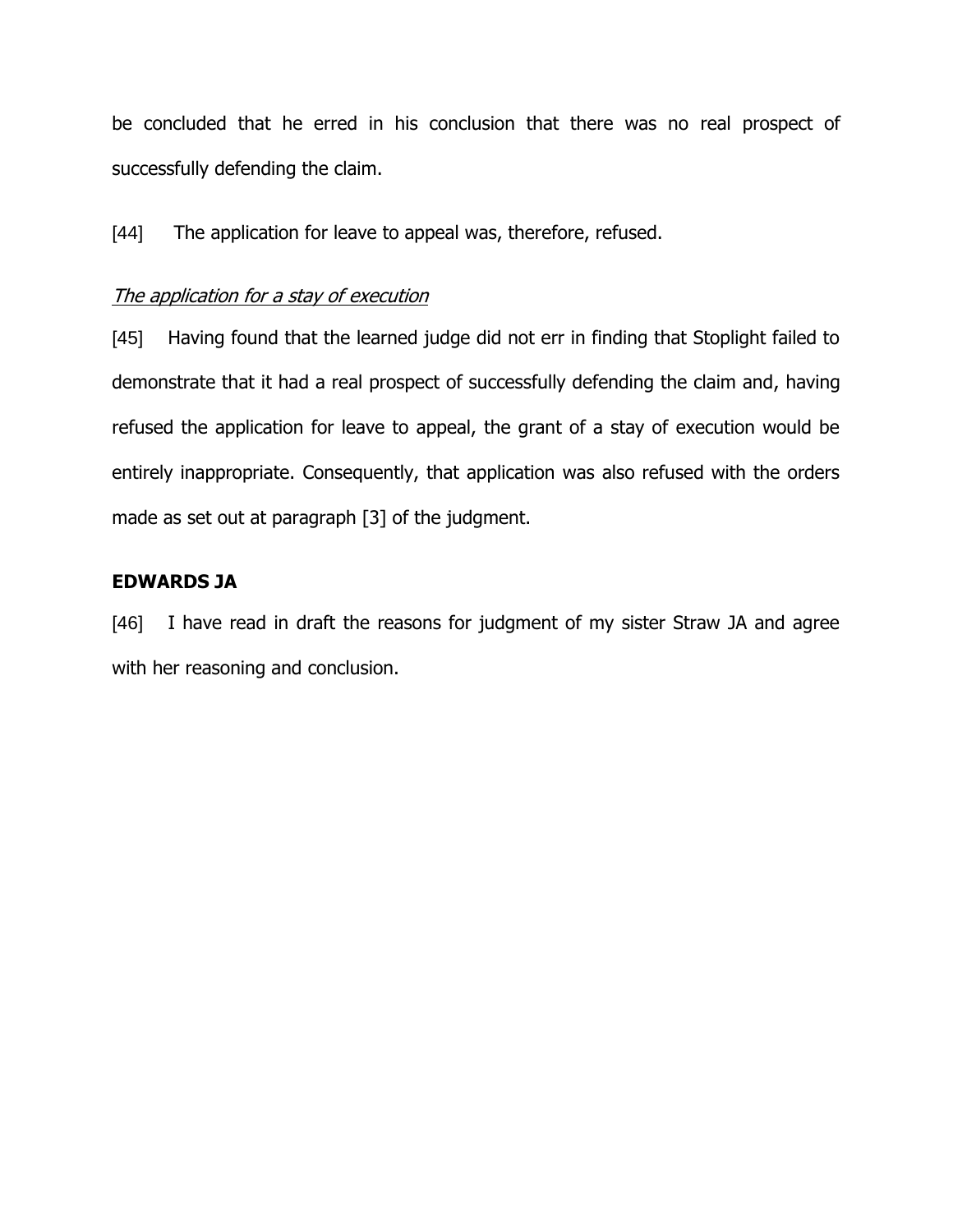be concluded that he erred in his conclusion that there was no real prospect of successfully defending the claim.

[44] The application for leave to appeal was, therefore, refused.

*The application for a stay of execution*

[45] Having found that the learned judge did not err in finding that Stoplight failed to demonstrate that it had a real prospect of successfully defending the claim and, having refused the application for leave to appeal, the grant of a stay of execution would be entirely inappropriate. Consequently, that application was also refused with the orders made as set out at paragraph [3] of the judgment.

**EDWARDS JA**

[46] I have read in draft the reasons for judgment of my sister Straw JA and agree with her reasoning and conclusion.